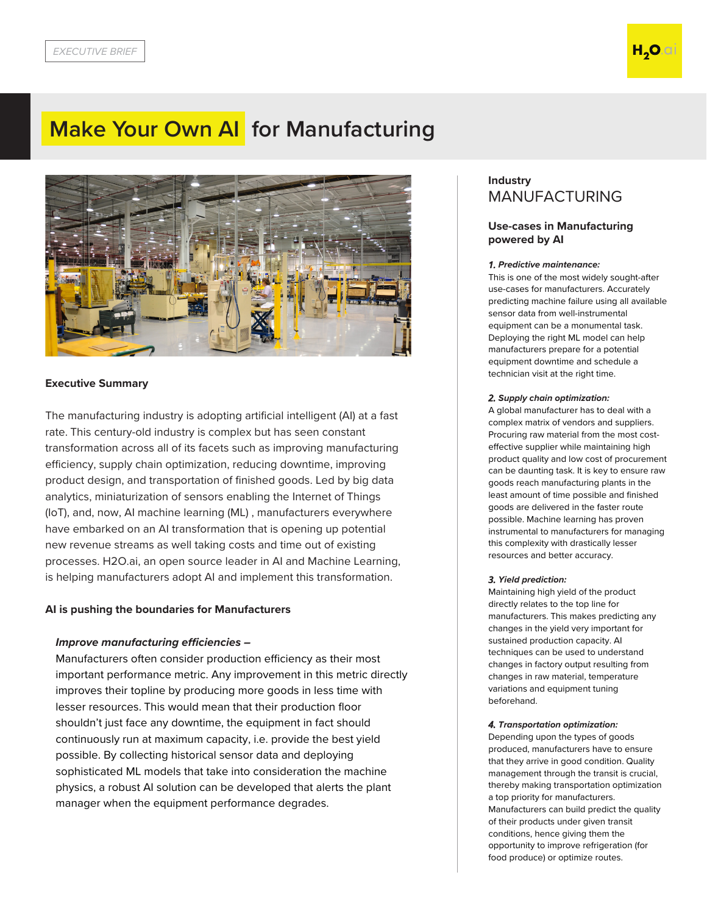EXECUTIVE BRIEF

# Make Your Own AI for Manufacturing

## Executive Summary

The manufacturing industry is adopting artificial intelligent (AI) at a fast rate. This century-old industry is complex but has seen constant transformation across all of its facets such as improving manufacturing efficiency, supply chain optimization, reducing downtime, improving product design, and transportation of finished goods. Led by big data analytics, miniaturization of sensors enabling the Internet of Things (IoT), and, now, AI machine learning (ML) , manufacturers everywhere have embarked on an AI transformation that is opening up potential new revenue streams as well taking costs and time out of existing processes. H2O.ai, an open source leader in AI and Machine Learning, is helping manufacturers adopt AI and implement this transformation.

## AI is pushing the boundaries for Manufacturers

***Improve manufacturing efficiencies –***
Manufacturers often consider production efficiency as their most important performance metric. Any improvement in this metric directly improves their topline by producing more goods in less time with lesser resources. This would mean that their production floor shouldn't just face any downtime, the equipment in fact should continuously run at maximum capacity, i.e. provide the best yield possible. By collecting historical sensor data and deploying sophisticated ML models that take into consideration the machine physics, a robust AI solution can be developed that alerts the plant manager when the equipment performance degrades.

**Industry**
MANUFACTURING

### Use-cases in Manufacturing powered by AI

***1. Predictive maintenance:***
This is one of the most widely sought-after use-cases for manufacturers. Accurately predicting machine failure using all available sensor data from well-instrumental equipment can be a monumental task. Deploying the right ML model can help manufacturers prepare for a potential equipment downtime and schedule a technician visit at the right time.

***2. Supply chain optimization:***
A global manufacturer has to deal with a complex matrix of vendors and suppliers. Procuring raw material from the most cost-effective supplier while maintaining high product quality and low cost of procurement can be daunting task. It is key to ensure raw goods reach manufacturing plants in the least amount of time possible and finished goods are delivered in the faster route possible. Machine learning has proven instrumental to manufacturers for managing this complexity with drastically lesser resources and better accuracy.

***3. Yield prediction:***
Maintaining high yield of the product directly relates to the top line for manufacturers. This makes predicting any changes in the yield very important for sustained production capacity. AI techniques can be used to understand changes in factory output resulting from changes in raw material, temperature variations and equipment tuning beforehand.

***4. Transportation optimization:***
Depending upon the types of goods produced, manufacturers have to ensure that they arrive in good condition. Quality management through the transit is crucial, thereby making transportation optimization a top priority for manufacturers. Manufacturers can build predict the quality of their products under given transit conditions, hence giving them the opportunity to improve refrigeration (for food produce) or optimize routes.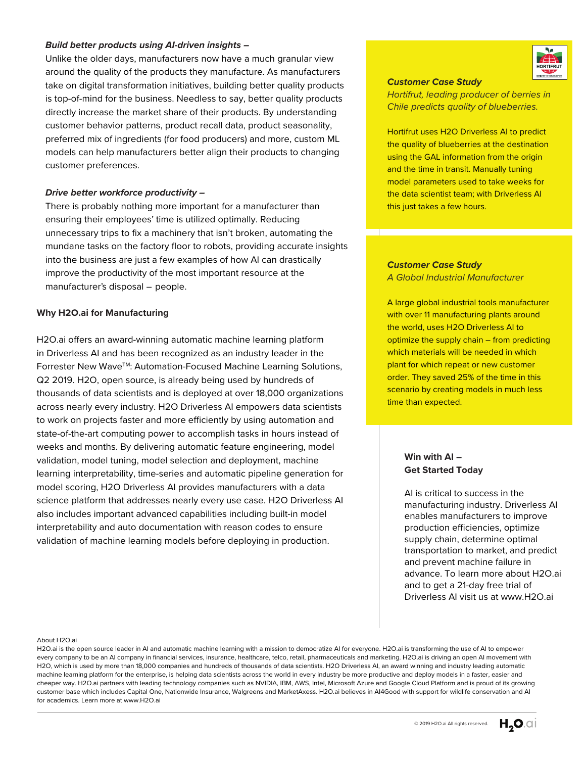***Build better products using AI-driven insights –***
Unlike the older days, manufacturers now have a much granular view around the quality of the products they manufacture. As manufacturers take on digital transformation initiatives, building better quality products is top-of-mind for the business. Needless to say, better quality products directly increase the market share of their products. By understanding customer behavior patterns, product recall data, product seasonality, preferred mix of ingredients (for food producers) and more, custom ML models can help manufacturers better align their products to changing customer preferences.

***Drive better workforce productivity –***
There is probably nothing more important for a manufacturer than ensuring their employees' time is utilized optimally. Reducing unnecessary trips to fix a machinery that isn't broken, automating the mundane tasks on the factory floor to robots, providing accurate insights into the business are just a few examples of how AI can drastically improve the productivity of the most important resource at the manufacturer's disposal – people.

**Why H2O.ai for Manufacturing**

H2O.ai offers an award-winning automatic machine learning platform in Driverless AI and has been recognized as an industry leader in the Forrester New Wave™: Automation-Focused Machine Learning Solutions, Q2 2019. H2O, open source, is already being used by hundreds of thousands of data scientists and is deployed at over 18,000 organizations across nearly every industry. H2O Driverless AI empowers data scientists to work on projects faster and more efficiently by using automation and state-of-the-art computing power to accomplish tasks in hours instead of weeks and months. By delivering automatic feature engineering, model validation, model tuning, model selection and deployment, machine learning interpretability, time-series and automatic pipeline generation for model scoring, H2O Driverless AI provides manufacturers with a data science platform that addresses nearly every use case. H2O Driverless AI also includes important advanced capabilities including built-in model interpretability and auto documentation with reason codes to ensure validation of machine learning models before deploying in production.

***Customer Case Study***
*Hortifrut, leading producer of berries in Chile predicts quality of blueberries.*

Hortifrut uses H2O Driverless AI to predict the quality of blueberries at the destination using the GAL information from the origin and the time in transit. Manually tuning model parameters used to take weeks for the data scientist team; with Driverless AI this just takes a few hours.

***Customer Case Study***
*A Global Industrial Manufacturer*

A large global industrial tools manufacturer with over 11 manufacturing plants around the world, uses H2O Driverless AI to optimize the supply chain – from predicting which materials will be needed in which plant for which repeat or new customer order. They saved 25% of the time in this scenario by creating models in much less time than expected.

**Win with AI – Get Started Today**

AI is critical to success in the manufacturing industry. Driverless AI enables manufacturers to improve production efficiencies, optimize supply chain, determine optimal transportation to market, and predict and prevent machine failure in advance. To learn more about H2O.ai and to get a 21-day free trial of Driverless AI visit us at www.H2O.ai

About H2O.ai
H2O.ai is the open source leader in AI and automatic machine learning with a mission to democratize AI for everyone. H2O.ai is transforming the use of AI to empower every company to be an AI company in financial services, insurance, healthcare, telco, retail, pharmaceuticals and marketing. H2O.ai is driving an open AI movement with H2O, which is used by more than 18,000 companies and hundreds of thousands of data scientists. H2O Driverless AI, an award winning and industry leading automatic machine learning platform for the enterprise, is helping data scientists across the world in every industry be more productive and deploy models in a faster, easier and cheaper way. H2O.ai partners with leading technology companies such as NVIDIA, IBM, AWS, Intel, Microsoft Azure and Google Cloud Platform and is proud of its growing customer base which includes Capital One, Nationwide Insurance, Walgreens and MarketAxess. H2O.ai believes in AI4Good with support for wildlife conservation and AI for academics. Learn more at www.H2O.ai

© 2019 H2O.ai All rights reserved.